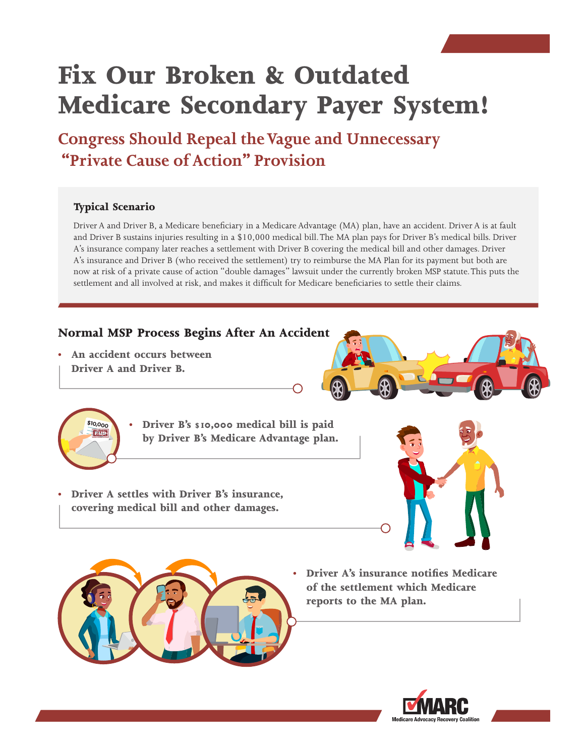# Fix Our Broken & Outdated Medicare Secondary Payer System!

## Congress Should Repeal the Vague and Unnecessary "Private Cause of Action" Provision

### Typical Scenario

Driver A and Driver B, a Medicare beneficiary in a Medicare Advantage (MA) plan, have an accident. Driver A is at fault and Driver B sustains injuries resulting in a $10,000 medical bill. The MA plan pays for Driver B's medical bills. Driver A's insurance company later reaches a settlement with Driver B covering the medical bill and other damages. Driver A's insurance and Driver B (who received the settlement) try to reimburse the MA Plan for its payment but both are now at risk of a private cause of action "double damages" lawsuit under the currently broken MSP statute. This puts the settlement and all involved at risk, and makes it difficult for Medicare beneficiaries to settle their claims.

### Normal MSP Process Begins After An Accident

- **An accident occurs between Driver A and Driver B.**
- **Driver B's $10,000 medical bill is paid by Driver B's Medicare Advantage plan.**
- **Driver A settles with Driver B's insurance, covering medical bill and other damages.**
- **Driver A's insurance notifies Medicare of the settlement which Medicare reports to the MA plan.**

MARC
Medicare Advocacy Recovery Coalition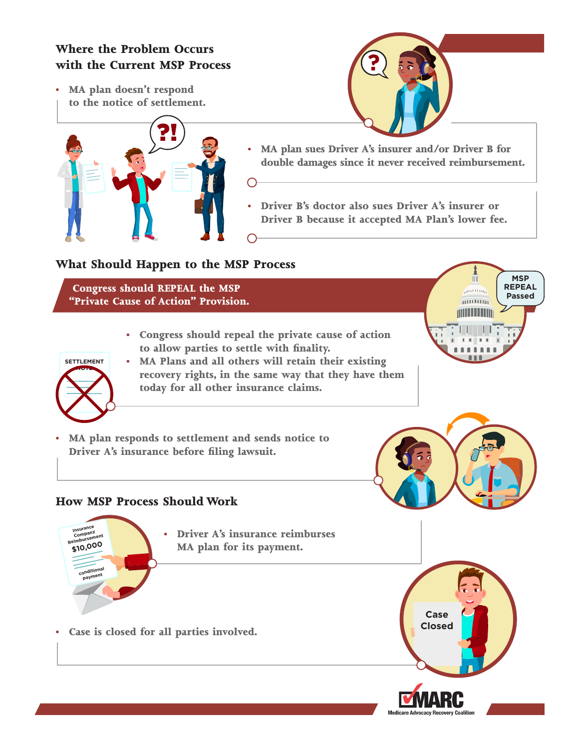## Where the Problem Occurs with the Current MSP Process

- MA plan doesn't respond to the notice of settlement.
- MA plan sues Driver A's insurer and/or Driver B for double damages since it never received reimbursement.
- Driver B's doctor also sues Driver A's insurer or Driver B because it accepted MA Plan's lower fee.

## What Should Happen to the MSP Process

**Congress should REPEAL the MSP "Private Cause of Action" Provision.**

MSP REPEAL Passed

SETTLEMENT NOTE

- Congress should repeal the private cause of action to allow parties to settle with finality.
- MA Plans and all others will retain their existing recovery rights, in the same way that they have them today for all other insurance claims.

- MA plan responds to settlement and sends notice to Driver A's insurance before filing lawsuit.

## How MSP Process Should Work

Insurance Company Reimbursement
$10,000
conditional payment

- Driver A's insurance reimburses MA plan for its payment.
- Case is closed for all parties involved.

Case Closed

MARC
Medicare Advocacy Recovery Coalition